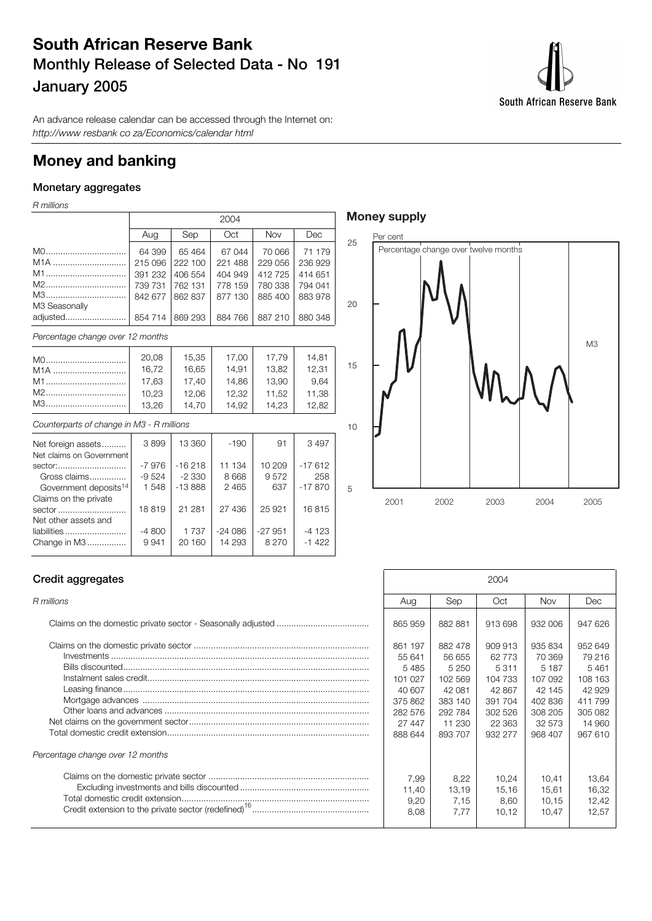# South African Reserve Bank

## Monthly Release of Selected Data - No 191

## January 2005

An advance release calendar can be accessed through the Internet on:
*http://www resbank co za/Economics/calendar html*

# Money and banking

### Monetary aggregates

*R millions*

| | 2004 | | | | |
|---|---|---|---|---|---|
| | Aug | Sep | Oct | Nov | Dec |
| M0 | 64 399 | 65 464 | 67 044 | 70 066 | 71 179 |
| M1A | 215 096 | 222 100 | 221 488 | 229 056 | 236 929 |
| M1 | 391 232 | 406 554 | 404 949 | 412 725 | 414 651 |
| M2 | 739 731 | 762 131 | 778 159 | 780 338 | 794 041 |
| M3 | 842 677 | 862 837 | 877 130 | 885 400 | 883 978 |
| M3 Seasonally adjusted | 854 714 | 869 293 | 884 766 | 887 210 | 880 348 |

*Percentage change over 12 months*

| | Aug | Sep | Oct | Nov | Dec |
|---|---|---|---|---|---|
| M0 | 20,08 | 15,35 | 17,00 | 17,79 | 14,81 |
| M1A | 16,72 | 16,65 | 14,91 | 13,82 | 12,31 |
| M1 | 17,63 | 17,40 | 14,86 | 13,90 | 9,64 |
| M2 | 10,23 | 12,06 | 12,32 | 11,52 | 11,38 |
| M3 | 13,26 | 14,70 | 14,92 | 14,23 | 12,82 |

*Counterparts of change in M3 - R millions*

| | Aug | Sep | Oct | Nov | Dec |
|---|---|---|---|---|---|
| Net foreign assets | 3 899 | 13 360 | -190 | 91 | 3 497 |
| Net claims on Government sector: | -7 976 | -16 218 | 11 134 | 10 209 | -17 612 |
| Gross claims | -9 524 | -2 330 | 8 668 | 9 572 | 258 |
| Government deposits[14] | 1 548 | -13 888 | 2 465 | 637 | -17 870 |
| Claims on the private sector | 18 819 | 21 281 | 27 436 | 25 921 | 16 815 |
| Net other assets and liabilities | -4 800 | 1 737 | -24 086 | -27 951 | -4 123 |
| Change in M3 | 9 941 | 20 160 | 14 293 | 8 270 | -1 422 |

### Money supply

Per cent

Percentage change over twelve months

M3

### Credit aggregates

*R millions*

| | 2004 | | | | |
|---|---|---|---|---|---|
| | Aug | Sep | Oct | Nov | Dec |
| Claims on the domestic private sector - Seasonally adjusted | 865 959 | 882 881 | 913 698 | 932 006 | 947 626 |
| Claims on the domestic private sector | 861 197 | 882 478 | 909 913 | 935 834 | 952 649 |
| Investments | 55 641 | 56 655 | 62 773 | 70 369 | 79 216 |
| Bills discounted | 5 485 | 5 250 | 5 311 | 5 187 | 5 461 |
| Instalment sales credit | 101 027 | 102 569 | 104 733 | 107 092 | 108 163 |
| Leasing finance | 40 607 | 42 081 | 42 867 | 42 145 | 42 929 |
| Mortgage advances | 375 862 | 383 140 | 391 704 | 402 836 | 411 799 |
| Other loans and advances | 282 576 | 292 784 | 302 526 | 308 205 | 305 082 |
| Net claims on the government sector | 27 447 | 11 230 | 22 363 | 32 573 | 14 960 |
| Total domestic credit extension | 888 644 | 893 707 | 932 277 | 968 407 | 967 610 |
| *Percentage change over 12 months* | | | | | |
| Claims on the domestic private sector | 7,99 | 8,22 | 10,24 | 10,41 | 13,64 |
| Excluding investments and bills discounted | 11,40 | 13,19 | 15,16 | 15,61 | 16,32 |
| Total domestic credit extension | 9,20 | 7,15 | 8,60 | 10,15 | 12,42 |
| Credit extension to the private sector (redefined)[16] | 8,08 | 7,77 | 10,12 | 10,47 | 12,57 |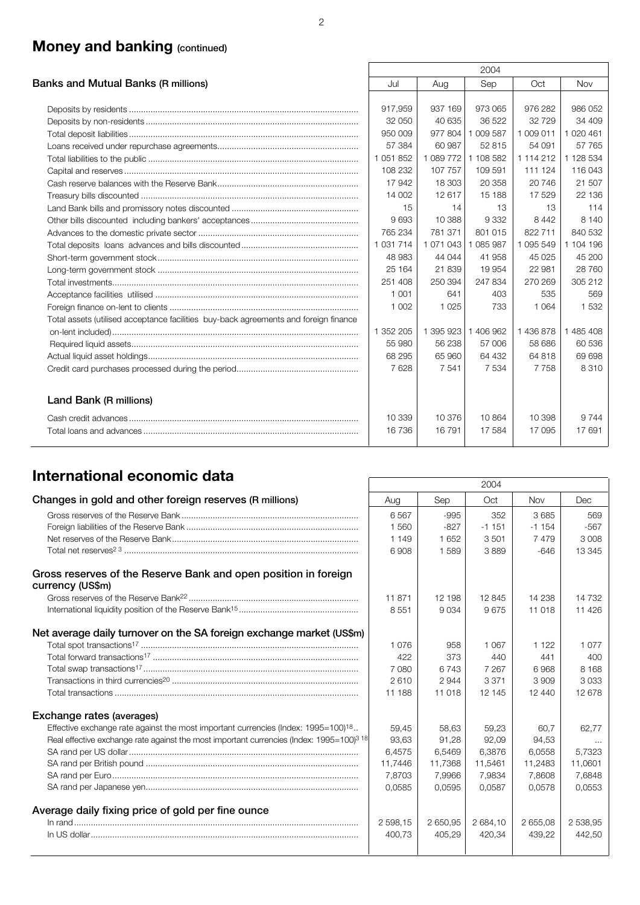## Money and banking (continued)

| Banks and Mutual Banks (R millions) | 2004 | | | | |
|---|---|---|---|---|---|
| | Jul | Aug | Sep | Oct | Nov |
| Deposits by residents | 917,959 | 937 169 | 973 065 | 976 282 | 986 052 |
| Deposits by non-residents | 32 050 | 40 635 | 36 522 | 32 729 | 34 409 |
| Total deposit liabilities | 950 009 | 977 804 | 1 009 587 | 1 009 011 | 1 020 461 |
| Loans received under repurchase agreements | 57 384 | 60 987 | 52 815 | 54 091 | 57 765 |
| Total liabilities to the public | 1 051 852 | 1 089 772 | 1 108 582 | 1 114 212 | 1 128 534 |
| Capital and reserves | 108 232 | 107 757 | 109 591 | 111 124 | 116 043 |
| Cash reserve balances with the Reserve Bank | 17 942 | 18 303 | 20 358 | 20 746 | 21 507 |
| Treasury bills discounted | 14 002 | 12 617 | 15 188 | 17 529 | 22 136 |
| Land Bank bills and promissory notes discounted | 15 | 14 | 13 | 13 | 114 |
| Other bills discounted including bankers' acceptances | 9 693 | 10 388 | 9 332 | 8 442 | 8 140 |
| Advances to the domestic private sector | 765 234 | 781 371 | 801 015 | 822 711 | 840 532 |
| Total deposits loans advances and bills discounted | 1 031 714 | 1 071 043 | 1 085 987 | 1 095 549 | 1 104 196 |
| Short-term government stock | 48 983 | 44 044 | 41 958 | 45 025 | 45 200 |
| Long-term government stock | 25 164 | 21 839 | 19 954 | 22 981 | 28 760 |
| Total investments | 251 408 | 250 394 | 247 834 | 270 269 | 305 212 |
| Acceptance facilities utilised | 1 001 | 641 | 403 | 535 | 569 |
| Foreign finance on-lent to clients | 1 002 | 1 025 | 733 | 1 064 | 1 532 |
| Total assets (utilised acceptance facilities buy-back agreements and foreign finance on-lent included) | 1 352 205 | 1 395 923 | 1 406 962 | 1 436 878 | 1 485 408 |
| Required liquid assets | 55 980 | 56 238 | 57 006 | 58 686 | 60 536 |
| Actual liquid asset holdings | 68 295 | 65 960 | 64 432 | 64 818 | 69 698 |
| Credit card purchases processed during the period | 7 628 | 7 541 | 7 534 | 7 758 | 8 310 |
| **Land Bank (R millions)** | | | | | |
| Cash credit advances | 10 339 | 10 376 | 10 864 | 10 398 | 9 744 |
| Total loans and advances | 16 736 | 16 791 | 17 584 | 17 095 | 17 691 |

## International economic data

| | 2004 | | | | |
|---|---|---|---|---|---|
| | Aug | Sep | Oct | Nov | Dec |
| **Changes in gold and other foreign reserves (R millions)** | | | | | |
| Gross reserves of the Reserve Bank | 6 567 | -995 | 352 | 3 685 | 569 |
| Foreign liabilities of the Reserve Bank | 1 560 | -827 | -1 151 | -1 154 | -567 |
| Net reserves of the Reserve Bank | 1 149 | 1 652 | 3 501 | 7 479 | 3 008 |
| Total net reserves[2 3] | 6 908 | 1 589 | 3 889 | -646 | 13 345 |
| **Gross reserves of the Reserve Bank and open position in foreign currency (US$m)** | | | | | |
| Gross reserves of the Reserve Bank[22] | 11 871 | 12 198 | 12 845 | 14 238 | 14 732 |
| International liquidity position of the Reserve Bank[15] | 8 551 | 9 034 | 9 675 | 11 018 | 11 426 |
| **Net average daily turnover on the SA foreign exchange market (US$m)** | | | | | |
| Total spot transactions[17] | 1 076 | 958 | 1 067 | 1 122 | 1 077 |
| Total forward transactions[17] | 422 | 373 | 440 | 441 | 400 |
| Total swap transactions[17] | 7 080 | 6 743 | 7 267 | 6 968 | 8 168 |
| Transactions in third currencies[20] | 2 610 | 2 944 | 3 371 | 3 909 | 3 033 |
| Total transactions | 11 188 | 11 018 | 12 145 | 12 440 | 12 678 |
| **Exchange rates (averages)** | | | | | |
| Effective exchange rate against the most important currencies (Index: 1995=100)[18] | 59,45 | 58,63 | 59,23 | 60,7 | 62,77 |
| Real effective exchange rate against the most important currencies (Index: 1995=100)[3 18] | 93,63 | 91,28 | 92,09 | 94,53 | ... |
| SA rand per US dollar | 6,4575 | 6,5469 | 6,3876 | 6,0558 | 5,7323 |
| SA rand per British pound | 11,7446 | 11,7368 | 11,5461 | 11,2483 | 11,0601 |
| SA rand per Euro | 7,8703 | 7,9966 | 7,9834 | 7,8608 | 7,6848 |
| SA rand per Japanese yen | 0,0585 | 0,0595 | 0,0587 | 0,0578 | 0,0553 |
| **Average daily fixing price of gold per fine ounce** | | | | | |
| In rand | 2 598,15 | 2 650,95 | 2 684,10 | 2 655,08 | 2 538,95 |
| In US dollar | 400,73 | 405,29 | 420,34 | 439,22 | 442,50 |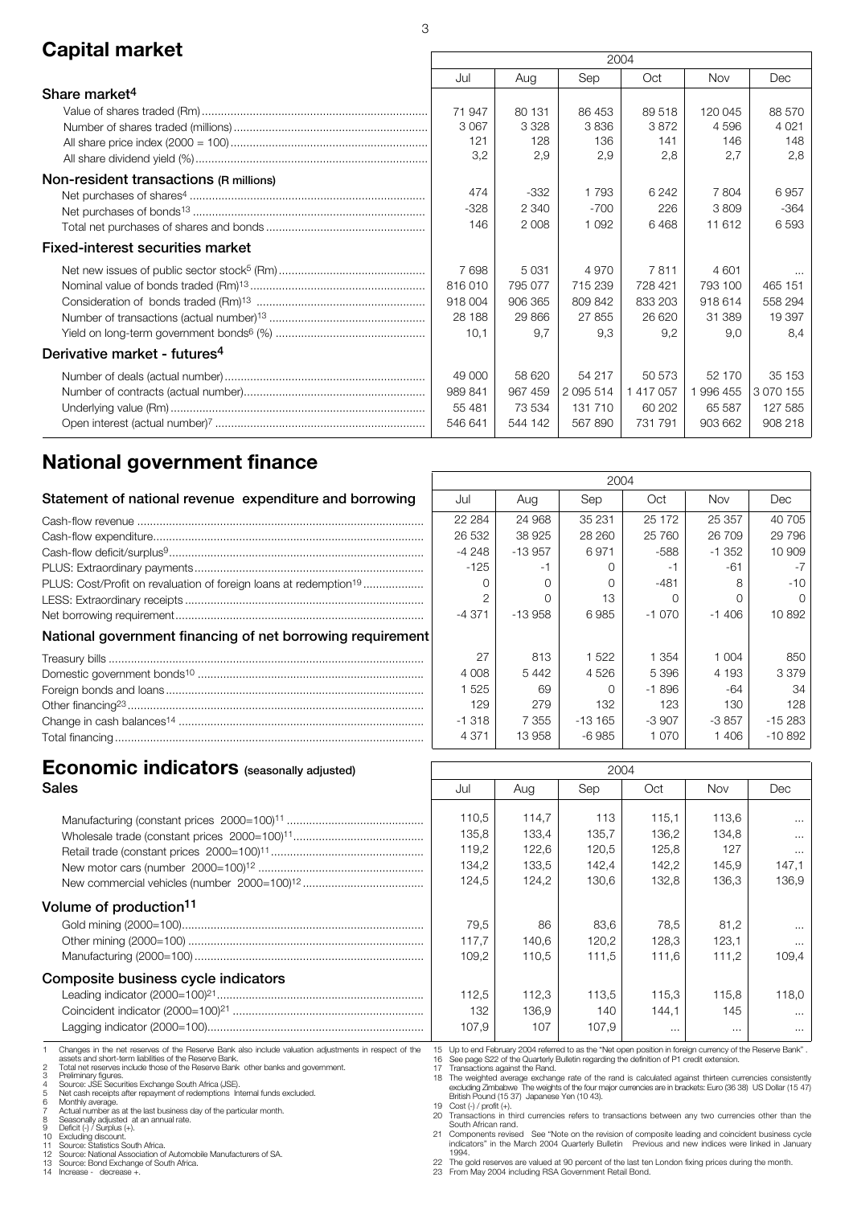## Capital market

| | 2004 | | | | | |
|---|---|---|---|---|---|---|
| | Jul | Aug | Sep | Oct | Nov | Dec |
| **Share market[4]** | | | | | | |
| Value of shares traded (Rm) | 71 947 | 80 131 | 86 453 | 89 518 | 120 045 | 88 570 |
| Number of shares traded (millions) | 3 067 | 3 328 | 3 836 | 3 872 | 4 596 | 4 021 |
| All share price index (2000 = 100) | 121 | 128 | 136 | 141 | 146 | 148 |
| All share dividend yield (%) | 3,2 | 2,9 | 2,9 | 2,8 | 2,7 | 2,8 |
| **Non-resident transactions (R millions)** | | | | | | |
| Net purchases of shares[4] | 474 | -332 | 1 793 | 6 242 | 7 804 | 6 957 |
| Net purchases of bonds[13] | -328 | 2 340 | -700 | 226 | 3 809 | -364 |
| Total net purchases of shares and bonds | 146 | 2 008 | 1 092 | 6 468 | 11 612 | 6 593 |
| **Fixed-interest securities market** | | | | | | |
| Net new issues of public sector stock[5] (Rm) | 7 698 | 5 031 | 4 970 | 7 811 | 4 601 | ... |
| Nominal value of bonds traded (Rm)[13] | 816 010 | 795 077 | 715 239 | 728 421 | 793 100 | 465 151 |
| Consideration of bonds traded (Rm)[13] | 918 004 | 906 365 | 809 842 | 833 203 | 918 614 | 558 294 |
| Number of transactions (actual number)[13] | 28 188 | 29 866 | 27 855 | 26 620 | 31 389 | 19 397 |
| Yield on long-term government bonds[6] (%) | 10,1 | 9,7 | 9,3 | 9,2 | 9,0 | 8,4 |
| **Derivative market - futures[4]** | | | | | | |
| Number of deals (actual number) | 49 000 | 58 620 | 54 217 | 50 573 | 52 170 | 35 153 |
| Number of contracts (actual number) | 989 841 | 967 459 | 2 095 514 | 1 417 057 | 1 996 455 | 3 070 155 |
| Underlying value (Rm) | 55 481 | 73 534 | 131 710 | 60 202 | 65 587 | 127 585 |
| Open interest (actual number)[7] | 546 641 | 544 142 | 567 890 | 731 791 | 903 662 | 908 218 |

## National government finance

| | 2004 | | | | | |
|---|---|---|---|---|---|---|
| **Statement of national revenue expenditure and borrowing** | Jul | Aug | Sep | Oct | Nov | Dec |
| Cash-flow revenue | 22 284 | 24 968 | 35 231 | 25 172 | 25 357 | 40 705 |
| Cash-flow expenditure | 26 532 | 38 925 | 28 260 | 25 760 | 26 709 | 29 796 |
| Cash-flow deficit/surplus[9] | -4 248 | -13 957 | 6 971 | -588 | -1 352 | 10 909 |
| PLUS: Extraordinary payments | -125 | -1 | 0 | -1 | -61 | -7 |
| PLUS: Cost/Profit on revaluation of foreign loans at redemption[19] | 0 | 0 | 0 | -481 | 8 | -10 |
| LESS: Extraordinary receipts | 2 | 0 | 13 | 0 | 0 | 0 |
| Net borrowing requirement | -4 371 | -13 958 | 6 985 | -1 070 | -1 406 | 10 892 |
| **National government financing of net borrowing requirement** | | | | | | |
| Treasury bills | 27 | 813 | 1 522 | 1 354 | 1 004 | 850 |
| Domestic government bonds[10] | 4 008 | 5 442 | 4 526 | 5 396 | 4 193 | 3 379 |
| Foreign bonds and loans | 1 525 | 69 | 0 | -1 896 | -64 | 34 |
| Other financing[23] | 129 | 279 | 132 | 123 | 130 | 128 |
| Change in cash balances[14] | -1 318 | 7 355 | -13 165 | -3 907 | -3 857 | -15 283 |
| Total financing | 4 371 | 13 958 | -6 985 | 1 070 | 1 406 | -10 892 |

## Economic indicators (seasonally adjusted)

| | 2004 | | | | | |
|---|---|---|---|---|---|---|
| **Sales** | Jul | Aug | Sep | Oct | Nov | Dec |
| Manufacturing (constant prices 2000=100)[11] | 110,5 | 114,7 | 113 | 115,1 | 113,6 | ... |
| Wholesale trade (constant prices 2000=100)[11] | 135,8 | 133,4 | 135,7 | 136,2 | 134,8 | ... |
| Retail trade (constant prices 2000=100)[11] | 119,2 | 122,6 | 120,5 | 125,8 | 127 | ... |
| New motor cars (number 2000=100)[12] | 134,2 | 133,5 | 142,4 | 142,2 | 145,9 | 147,1 |
| New commercial vehicles (number 2000=100)[12] | 124,5 | 124,2 | 130,6 | 132,8 | 136,3 | 136,9 |
| **Volume of production[11]** | | | | | | |
| Gold mining (2000=100) | 79,5 | 86 | 83,6 | 78,5 | 81,2 | ... |
| Other mining (2000=100) | 117,7 | 140,6 | 120,2 | 128,3 | 123,1 | ... |
| Manufacturing (2000=100) | 109,2 | 110,5 | 111,5 | 111,6 | 111,2 | 109,4 |
| **Composite business cycle indicators** | | | | | | |
| Leading indicator (2000=100)[21] | 112,5 | 112,3 | 113,5 | 115,3 | 115,8 | 118,0 |
| Coincident indicator (2000=100)[21] | 132 | 136,9 | 140 | 144,1 | 145 | ... |
| Lagging indicator (2000=100) | 107,9 | 107 | 107,9 | ... | ... | ... |

1 Changes in the net reserves of the Reserve Bank also include valuation adjustments in respect of the assets and short-term liabilities of the Reserve Bank.
2 Total net reserves include those of the Reserve Bank other banks and government.
3 Preliminary figures.
4 Source: JSE Securities Exchange South Africa (JSE).
5 Net cash receipts after repayment of redemptions Internal funds excluded.
6 Monthly average.
7 Actual number as at the last business day of the particular month.
8 Seasonally adjusted at an annual rate.
9 Deficit (-) / Surplus (+).
10 Excluding discount.
11 Source: Statistics South Africa.
12 Source: National Association of Automobile Manufacturers of SA.
13 Source: Bond Exchange of South Africa.
14 Increase - decrease +.
15 Up to end February 2004 referred to as the "Net open position in foreign currency of the Reserve Bank".
16 See page S22 of the Quarterly Bulletin regarding the definition of P1 credit extension.
17 Transactions against the Rand.
18 The weighted average exchange rate of the rand is calculated against thirteen currencies consistently excluding Zimbabwe The weights of the four major currencies are in brackets: Euro (36 38) US Dollar (15 47) British Pound (15 37) Japanese Yen (10 43).
19 Cost (-) / profit (+).
20 Transactions in third currencies refers to transactions between any two currencies other than the South African rand.
21 Components revised See "Note on the revision of composite leading and coincident business cycle indicators" in the March 2004 Quarterly Bulletin Previous and new indices were linked in January 1994.
22 The gold reserves are valued at 90 percent of the last ten London fixing prices during the month.
23 From May 2004 including RSA Government Retail Bond.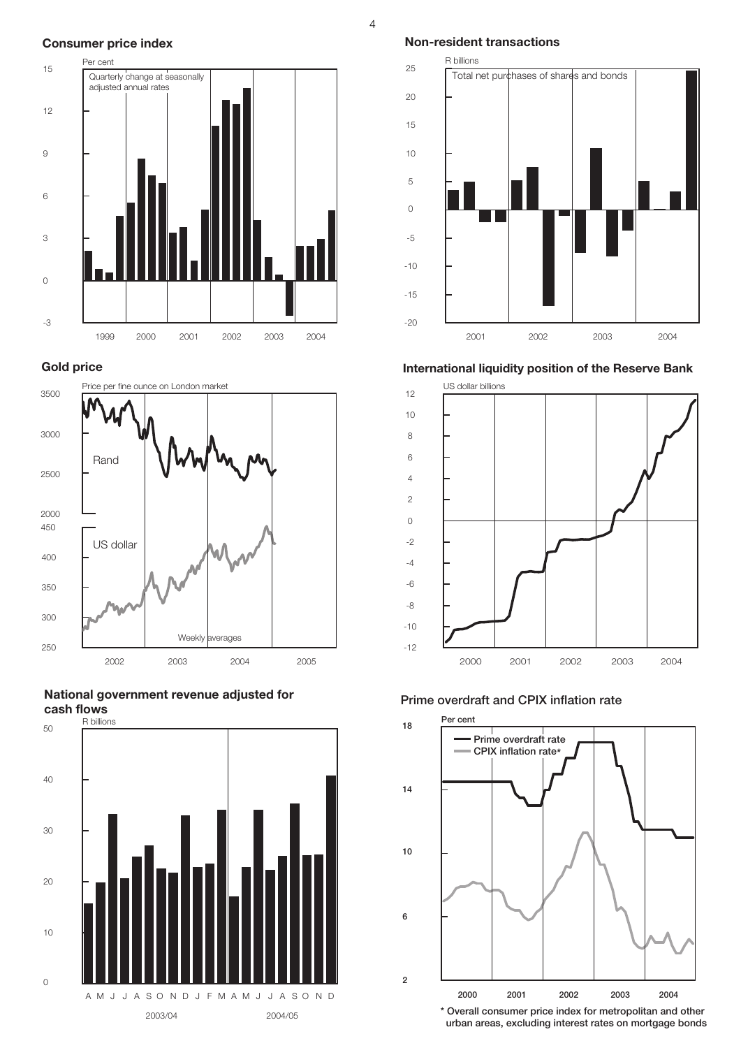## Consumer price index

Per cent

Quarterly change at seasonally adjusted annual rates

15
12
9
6
3
0
-3

1999 2000 2001 2002 2003 2004

## Non-resident transactions

R billions

Total net purchases of shares and bonds

25
20
15
10
5
0
-5
-10
-15
-20

2001 2002 2003 2004

## Gold price

Price per fine ounce on London market

3500
3000
2500
2000

Rand

450
400
350
300
250

US dollar

Weekly averages

2002 2003 2004 2005

## International liquidity position of the Reserve Bank

US dollar billions

12
10
8
6
4
2
0
-2
-4
-6
-8
-10
-12

2000 2001 2002 2003 2004

## National government revenue adjusted for cash flows

R billions

50
40
30
20
10
0

A M J J A S O N D J F M A M J J A S O N D

2003/04 2004/05

## Prime overdraft and CPIX inflation rate

Per cent

Prime overdraft rate

CPIX inflation rate*

18
14
10
6
2

2000 2001 2002 2003 2004

* Overall consumer price index for metropolitan and other urban areas, excluding interest rates on mortgage bonds